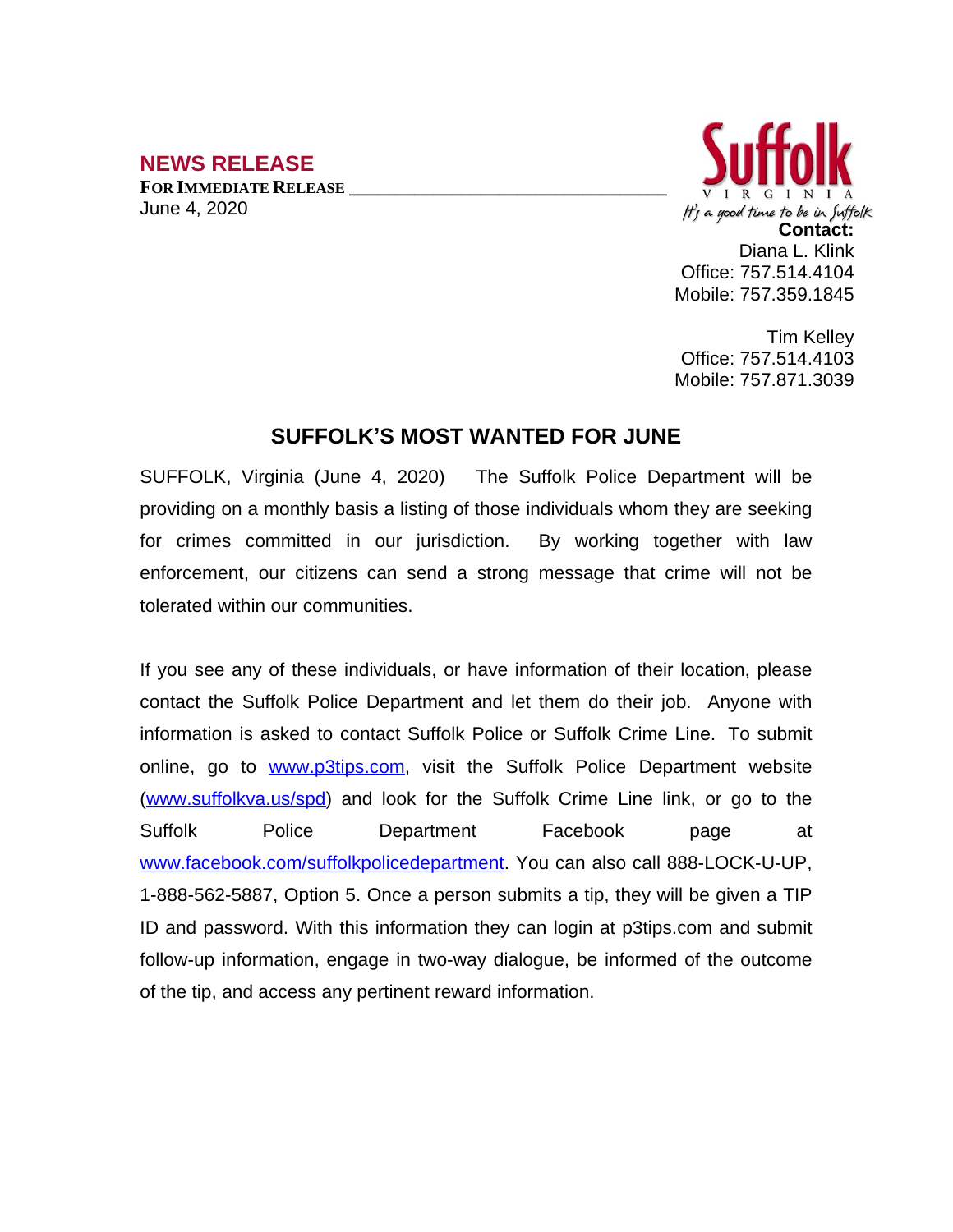# NEWS RELEASE

**FOR IMMEDIATE RELEASE**

June 4, 2020

Suffolk
VIRGINIA
It's a good time to be in Suffolk

**Contact:**
Diana L. Klink
Office: 757.514.4104
Mobile: 757.359.1845

Tim Kelley
Office: 757.514.4103
Mobile: 757.871.3039

## SUFFOLK'S MOST WANTED FOR JUNE

SUFFOLK, Virginia (June 4, 2020) The Suffolk Police Department will be providing on a monthly basis a listing of those individuals whom they are seeking for crimes committed in our jurisdiction. By working together with law enforcement, our citizens can send a strong message that crime will not be tolerated within our communities.

If you see any of these individuals, or have information of their location, please contact the Suffolk Police Department and let them do their job. Anyone with information is asked to contact Suffolk Police or Suffolk Crime Line. To submit online, go to [www.p3tips.com](www.p3tips.com), visit the Suffolk Police Department website ([www.suffolkva.us/spd](www.suffolkva.us/spd)) and look for the Suffolk Crime Line link, or go to the Suffolk Police Department Facebook page at [www.facebook.com/suffolkpolicedepartment](www.facebook.com/suffolkpolicedepartment). You can also call 888-LOCK-U-UP, 1-888-562-5887, Option 5. Once a person submits a tip, they will be given a TIP ID and password. With this information they can login at p3tips.com and submit follow-up information, engage in two-way dialogue, be informed of the outcome of the tip, and access any pertinent reward information.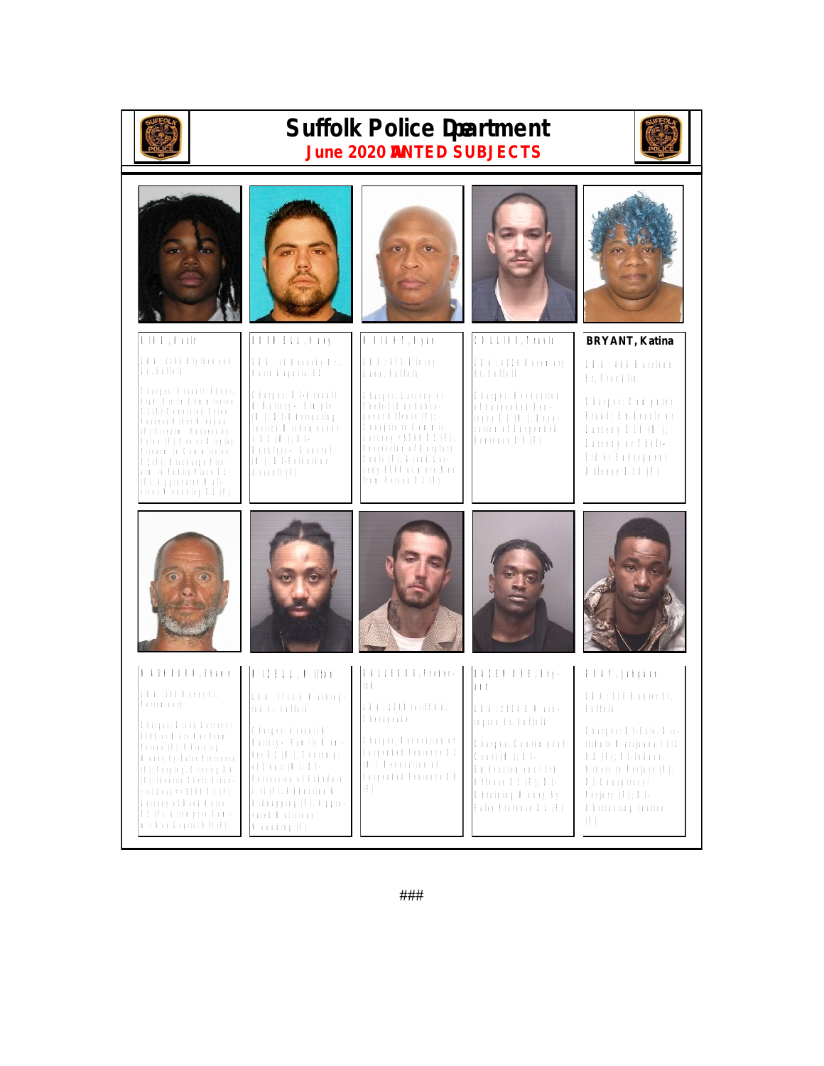# Suffolk Police Department

## June 2020 WANTED SUBJECTS

**BRYANT, Katina**

###